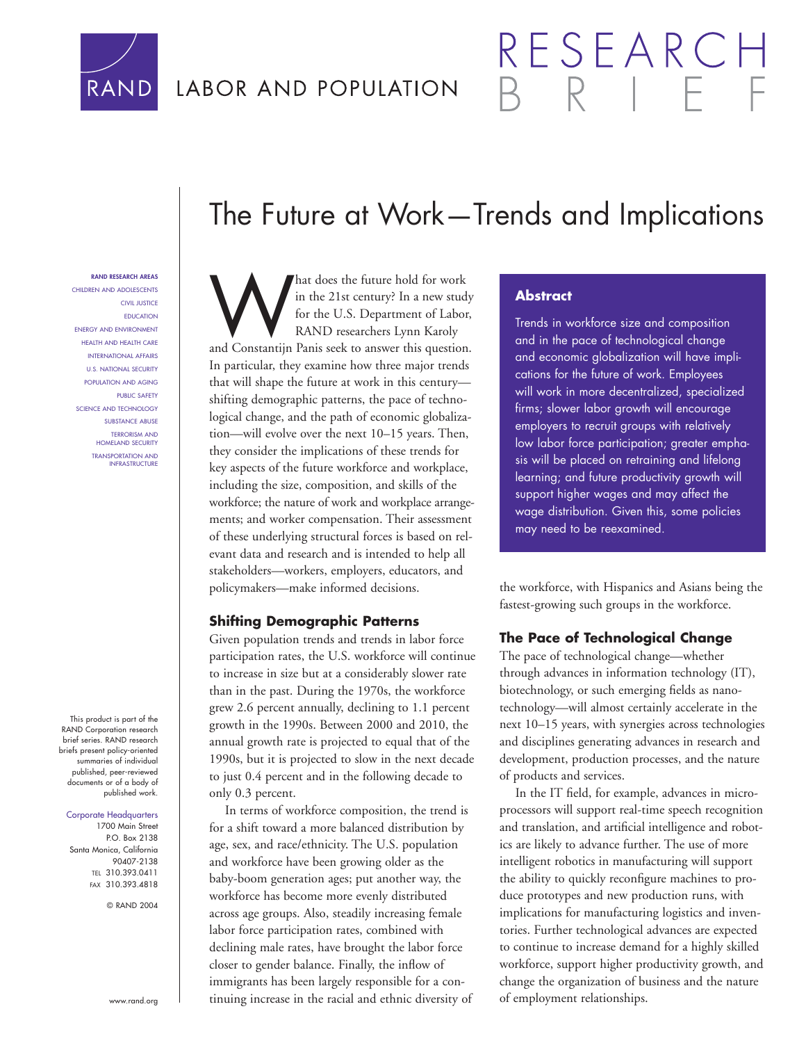RAND | LABOR AND POPULATION

RESEARCH BRIEF

# The Future at Work—Trends and Implications

**RAND RESEARCH AREAS**
CHILDREN AND ADOLESCENTS
CIVIL JUSTICE
EDUCATION
ENERGY AND ENVIRONMENT
HEALTH AND HEALTH CARE
INTERNATIONAL AFFAIRS
U.S. NATIONAL SECURITY
POPULATION AND AGING
PUBLIC SAFETY
SCIENCE AND TECHNOLOGY
SUBSTANCE ABUSE
TERRORISM AND HOMELAND SECURITY
TRANSPORTATION AND INFRASTRUCTURE

This product is part of the RAND Corporation research brief series. RAND research briefs present policy-oriented summaries of individual published, peer-reviewed documents or of a body of published work.

Corporate Headquarters
1700 Main Street
P.O. Box 2138
Santa Monica, California 90407-2138
TEL 310.393.0411
FAX 310.393.4818

© RAND 2004

www.rand.org

What does the future hold for work in the 21st century? In a new study for the U.S. Department of Labor, RAND researchers Lynn Karoly and Constantijn Panis seek to answer this question. In particular, they examine how three major trends that will shape the future at work in this century—shifting demographic patterns, the pace of technological change, and the path of economic globalization—will evolve over the next 10–15 years. Then, they consider the implications of these trends for key aspects of the future workforce and workplace, including the size, composition, and skills of the workforce; the nature of work and workplace arrangements; and worker compensation. Their assessment of these underlying structural forces is based on relevant data and research and is intended to help all stakeholders—workers, employers, educators, and policymakers—make informed decisions.

**Abstract**

Trends in workforce size and composition and in the pace of technological change and economic globalization will have implications for the future of work. Employees will work in more decentralized, specialized firms; slower labor growth will encourage employers to recruit groups with relatively low labor force participation; greater emphasis will be placed on retraining and lifelong learning; and future productivity growth will support higher wages and may affect the wage distribution. Given this, some policies may need to be reexamined.

### Shifting Demographic Patterns

Given population trends and trends in labor force participation rates, the U.S. workforce will continue to increase in size but at a considerably slower rate than in the past. During the 1970s, the workforce grew 2.6 percent annually, declining to 1.1 percent growth in the 1990s. Between 2000 and 2010, the annual growth rate is projected to equal that of the 1990s, but it is projected to slow in the next decade to just 0.4 percent and in the following decade to only 0.3 percent.

In terms of workforce composition, the trend is for a shift toward a more balanced distribution by age, sex, and race/ethnicity. The U.S. population and workforce have been growing older as the baby-boom generation ages; put another way, the workforce has become more evenly distributed across age groups. Also, steadily increasing female labor force participation rates, combined with declining male rates, have brought the labor force closer to gender balance. Finally, the inflow of immigrants has been largely responsible for a continuing increase in the racial and ethnic diversity of the workforce, with Hispanics and Asians being the fastest-growing such groups in the workforce.

### The Pace of Technological Change

The pace of technological change—whether through advances in information technology (IT), biotechnology, or such emerging fields as nanotechnology—will almost certainly accelerate in the next 10–15 years, with synergies across technologies and disciplines generating advances in research and development, production processes, and the nature of products and services.

In the IT field, for example, advances in microprocessors will support real-time speech recognition and translation, and artificial intelligence and robotics are likely to advance further. The use of more intelligent robotics in manufacturing will support the ability to quickly reconfigure machines to produce prototypes and new production runs, with implications for manufacturing logistics and inventories. Further technological advances are expected to continue to increase demand for a highly skilled workforce, support higher productivity growth, and change the organization of business and the nature of employment relationships.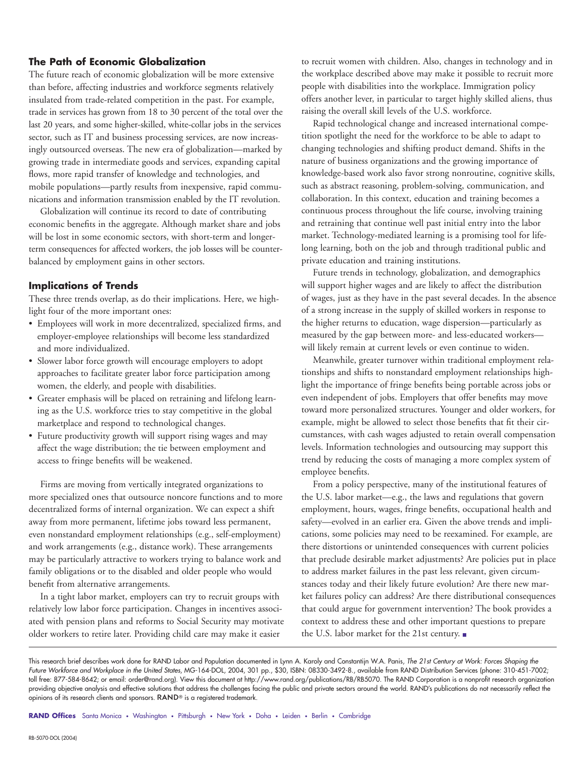## The Path of Economic Globalization

The future reach of economic globalization will be more extensive than before, affecting industries and workforce segments relatively insulated from trade-related competition in the past. For example, trade in services has grown from 18 to 30 percent of the total over the last 20 years, and some higher-skilled, white-collar jobs in the services sector, such as IT and business processing services, are now increasingly outsourced overseas. The new era of globalization—marked by growing trade in intermediate goods and services, expanding capital flows, more rapid transfer of knowledge and technologies, and mobile populations—partly results from inexpensive, rapid communications and information transmission enabled by the IT revolution.

Globalization will continue its record to date of contributing economic benefits in the aggregate. Although market share and jobs will be lost in some economic sectors, with short-term and longer-term consequences for affected workers, the job losses will be counterbalanced by employment gains in other sectors.

## Implications of Trends

These three trends overlap, as do their implications. Here, we highlight four of the more important ones:

- Employees will work in more decentralized, specialized firms, and employer-employee relationships will become less standardized and more individualized.
- Slower labor force growth will encourage employers to adopt approaches to facilitate greater labor force participation among women, the elderly, and people with disabilities.
- Greater emphasis will be placed on retraining and lifelong learning as the U.S. workforce tries to stay competitive in the global marketplace and respond to technological changes.
- Future productivity growth will support rising wages and may affect the wage distribution; the tie between employment and access to fringe benefits will be weakened.

Firms are moving from vertically integrated organizations to more specialized ones that outsource noncore functions and to more decentralized forms of internal organization. We can expect a shift away from more permanent, lifetime jobs toward less permanent, even nonstandard employment relationships (e.g., self-employment) and work arrangements (e.g., distance work). These arrangements may be particularly attractive to workers trying to balance work and family obligations or to the disabled and older people who would benefit from alternative arrangements.

In a tight labor market, employers can try to recruit groups with relatively low labor force participation. Changes in incentives associated with pension plans and reforms to Social Security may motivate older workers to retire later. Providing child care may make it easier to recruit women with children. Also, changes in technology and in the workplace described above may make it possible to recruit more people with disabilities into the workplace. Immigration policy offers another lever, in particular to target highly skilled aliens, thus raising the overall skill levels of the U.S. workforce.

Rapid technological change and increased international competition spotlight the need for the workforce to be able to adapt to changing technologies and shifting product demand. Shifts in the nature of business organizations and the growing importance of knowledge-based work also favor strong nonroutine, cognitive skills, such as abstract reasoning, problem-solving, communication, and collaboration. In this context, education and training becomes a continuous process throughout the life course, involving training and retraining that continue well past initial entry into the labor market. Technology-mediated learning is a promising tool for lifelong learning, both on the job and through traditional public and private education and training institutions.

Future trends in technology, globalization, and demographics will support higher wages and are likely to affect the distribution of wages, just as they have in the past several decades. In the absence of a strong increase in the supply of skilled workers in response to the higher returns to education, wage dispersion—particularly as measured by the gap between more- and less-educated workers—will likely remain at current levels or even continue to widen.

Meanwhile, greater turnover within traditional employment relationships and shifts to nonstandard employment relationships highlight the importance of fringe benefits being portable across jobs or even independent of jobs. Employers that offer benefits may move toward more personalized structures. Younger and older workers, for example, might be allowed to select those benefits that fit their circumstances, with cash wages adjusted to retain overall compensation levels. Information technologies and outsourcing may support this trend by reducing the costs of managing a more complex system of employee benefits.

From a policy perspective, many of the institutional features of the U.S. labor market—e.g., the laws and regulations that govern employment, hours, wages, fringe benefits, occupational health and safety—evolved in an earlier era. Given the above trends and implications, some policies may need to be reexamined. For example, are there distortions or unintended consequences with current policies that preclude desirable market adjustments? Are policies put in place to address market failures in the past less relevant, given circumstances today and their likely future evolution? Are there new market failures policy can address? Are there distributional consequences that could argue for government intervention? The book provides a context to address these and other important questions to prepare the U.S. labor market for the 21st century. ■

This research brief describes work done for RAND Labor and Population documented in Lynn A. Karoly and Constantijn W.A. Panis, *The 21st Century at Work: Forces Shaping the Future Workforce and Workplace in the United States*, MG-164-DOL, 2004, 301 pp., $30, ISBN: 08330-3492-8., available from RAND Distribution Services (phone: 310-451-7002; toll free: 877-584-8642; or email: order@rand.org). View this document at http://www.rand.org/publications/RB/RB5070. The RAND Corporation is a nonprofit research organization providing objective analysis and effective solutions that address the challenges facing the public and private sectors around the world. RAND's publications do not necessarily reflect the opinions of its research clients and sponsors. RAND® is a registered trademark.

**RAND Offices** Santa Monica • Washington • Pittsburgh • New York • Doha • Leiden • Berlin • Cambridge

RB-5070-DOL (2004)